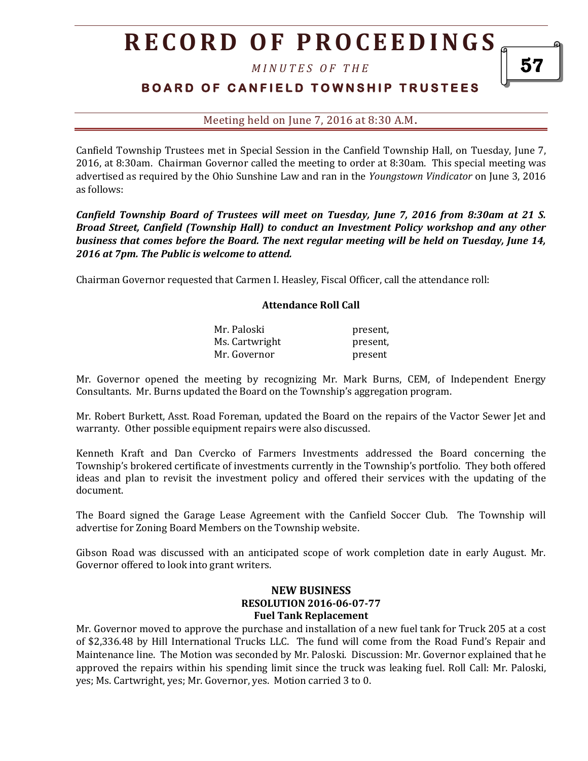# RECORD OF PROCEEDINGS

*MINUTES OF THE*

## BOARD OF CANFIELD TOWNSHIP TRUSTEES

Meeting held on June 7, 2016 at 8:30 A.M.

Canfield Township Trustees met in Special Session in the Canfield Township Hall, on Tuesday, June 7, 2016, at 8:30am. Chairman Governor called the meeting to order at 8:30am. This special meeting was advertised as required by the Ohio Sunshine Law and ran in the *Youngstown Vindicator* on June 3, 2016 as follows:

***Canfield Township Board of Trustees will meet on Tuesday, June 7, 2016 from 8:30am at 21 S. Broad Street, Canfield (Township Hall) to conduct an Investment Policy workshop and any other business that comes before the Board. The next regular meeting will be held on Tuesday, June 14, 2016 at 7pm. The Public is welcome to attend.***

Chairman Governor requested that Carmen I. Heasley, Fiscal Officer, call the attendance roll:

**Attendance Roll Call**

| | |
|---|---|
| Mr. Paloski | present, |
| Ms. Cartwright | present, |
| Mr. Governor | present |

Mr. Governor opened the meeting by recognizing Mr. Mark Burns, CEM, of Independent Energy Consultants. Mr. Burns updated the Board on the Township's aggregation program.

Mr. Robert Burkett, Asst. Road Foreman, updated the Board on the repairs of the Vactor Sewer Jet and warranty. Other possible equipment repairs were also discussed.

Kenneth Kraft and Dan Cvercko of Farmers Investments addressed the Board concerning the Township's brokered certificate of investments currently in the Township's portfolio. They both offered ideas and plan to revisit the investment policy and offered their services with the updating of the document.

The Board signed the Garage Lease Agreement with the Canfield Soccer Club. The Township will advertise for Zoning Board Members on the Township website.

Gibson Road was discussed with an anticipated scope of work completion date in early August. Mr. Governor offered to look into grant writers.

**NEW BUSINESS**
**RESOLUTION 2016-06-07-77**
**Fuel Tank Replacement**

Mr. Governor moved to approve the purchase and installation of a new fuel tank for Truck 205 at a cost of $2,336.48 by Hill International Trucks LLC. The fund will come from the Road Fund's Repair and Maintenance line. The Motion was seconded by Mr. Paloski. Discussion: Mr. Governor explained that he approved the repairs within his spending limit since the truck was leaking fuel. Roll Call: Mr. Paloski, yes; Ms. Cartwright, yes; Mr. Governor, yes. Motion carried 3 to 0.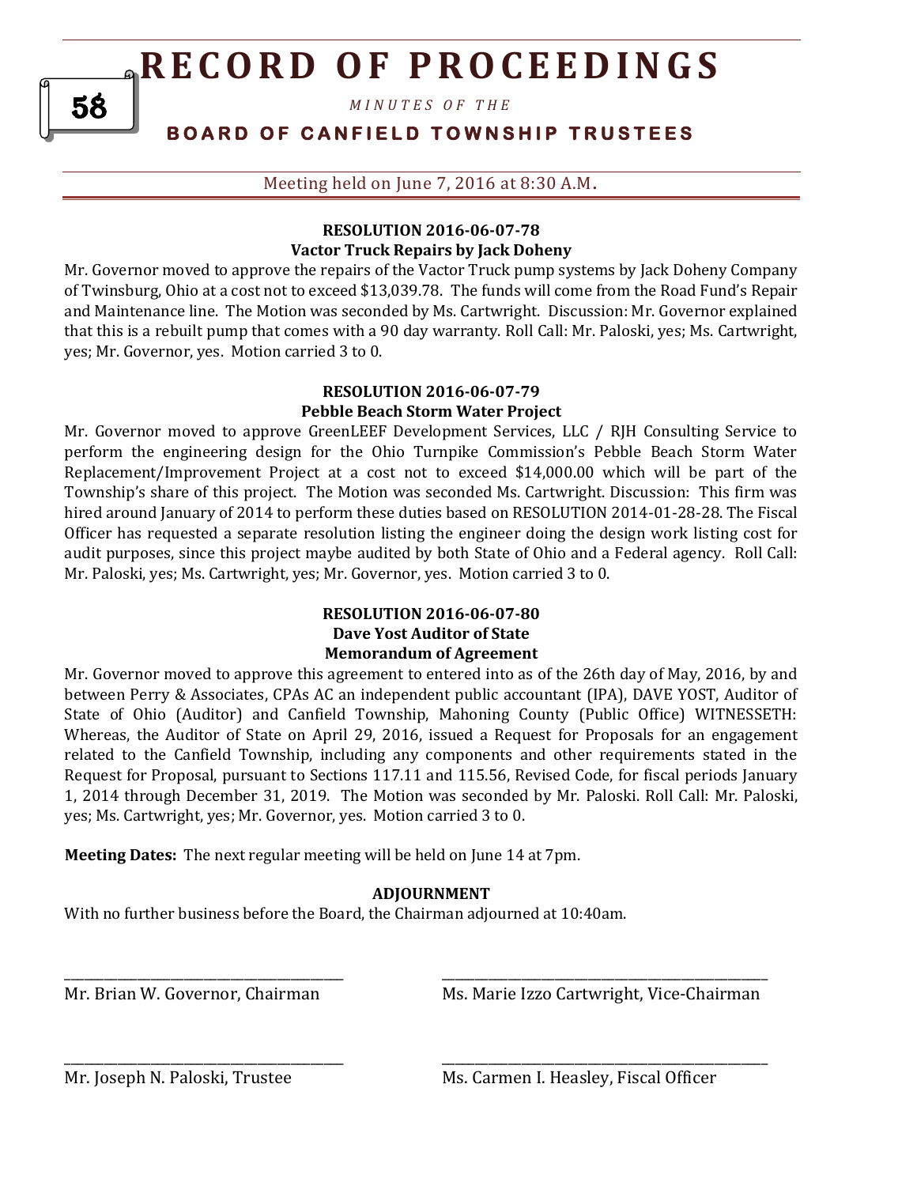**RESOLUTION 2016-06-07-78**
**Vactor Truck Repairs by Jack Doheny**

Mr. Governor moved to approve the repairs of the Vactor Truck pump systems by Jack Doheny Company of Twinsburg, Ohio at a cost not to exceed $13,039.78. The funds will come from the Road Fund's Repair and Maintenance line. The Motion was seconded by Ms. Cartwright. Discussion: Mr. Governor explained that this is a rebuilt pump that comes with a 90 day warranty. Roll Call: Mr. Paloski, yes; Ms. Cartwright, yes; Mr. Governor, yes. Motion carried 3 to 0.

**RESOLUTION 2016-06-07-79**
**Pebble Beach Storm Water Project**

Mr. Governor moved to approve GreenLEEF Development Services, LLC / RJH Consulting Service to perform the engineering design for the Ohio Turnpike Commission's Pebble Beach Storm Water Replacement/Improvement Project at a cost not to exceed $14,000.00 which will be part of the Township's share of this project. The Motion was seconded Ms. Cartwright. Discussion: This firm was hired around January of 2014 to perform these duties based on RESOLUTION 2014-01-28-28. The Fiscal Officer has requested a separate resolution listing the engineer doing the design work listing cost for audit purposes, since this project maybe audited by both State of Ohio and a Federal agency. Roll Call: Mr. Paloski, yes; Ms. Cartwright, yes; Mr. Governor, yes. Motion carried 3 to 0.

**RESOLUTION 2016-06-07-80**
**Dave Yost Auditor of State**
**Memorandum of Agreement**

Mr. Governor moved to approve this agreement to entered into as of the 26th day of May, 2016, by and between Perry & Associates, CPAs AC an independent public accountant (IPA), DAVE YOST, Auditor of State of Ohio (Auditor) and Canfield Township, Mahoning County (Public Office) WITNESSETH: Whereas, the Auditor of State on April 29, 2016, issued a Request for Proposals for an engagement related to the Canfield Township, including any components and other requirements stated in the Request for Proposal, pursuant to Sections 117.11 and 115.56, Revised Code, for fiscal periods January 1, 2014 through December 31, 2019. The Motion was seconded by Mr. Paloski. Roll Call: Mr. Paloski, yes; Ms. Cartwright, yes; Mr. Governor, yes. Motion carried 3 to 0.

**Meeting Dates:** The next regular meeting will be held on June 14 at 7pm.

**ADJOURNMENT**

With no further business before the Board, the Chairman adjourned at 10:40am.

\_\_\_\_\_\_\_\_\_\_\_\_\_\_\_\_\_\_\_\_\_\_\_\_\_\_\_\_\_\_\_\_\_\_\_\_
Mr. Brian W. Governor, Chairman

\_\_\_\_\_\_\_\_\_\_\_\_\_\_\_\_\_\_\_\_\_\_\_\_\_\_\_\_\_\_\_\_\_\_\_\_
Ms. Marie Izzo Cartwright, Vice-Chairman

\_\_\_\_\_\_\_\_\_\_\_\_\_\_\_\_\_\_\_\_\_\_\_\_\_\_\_\_\_\_\_\_\_\_\_\_
Mr. Joseph N. Paloski, Trustee

\_\_\_\_\_\_\_\_\_\_\_\_\_\_\_\_\_\_\_\_\_\_\_\_\_\_\_\_\_\_\_\_\_\_\_\_
Ms. Carmen I. Heasley, Fiscal Officer